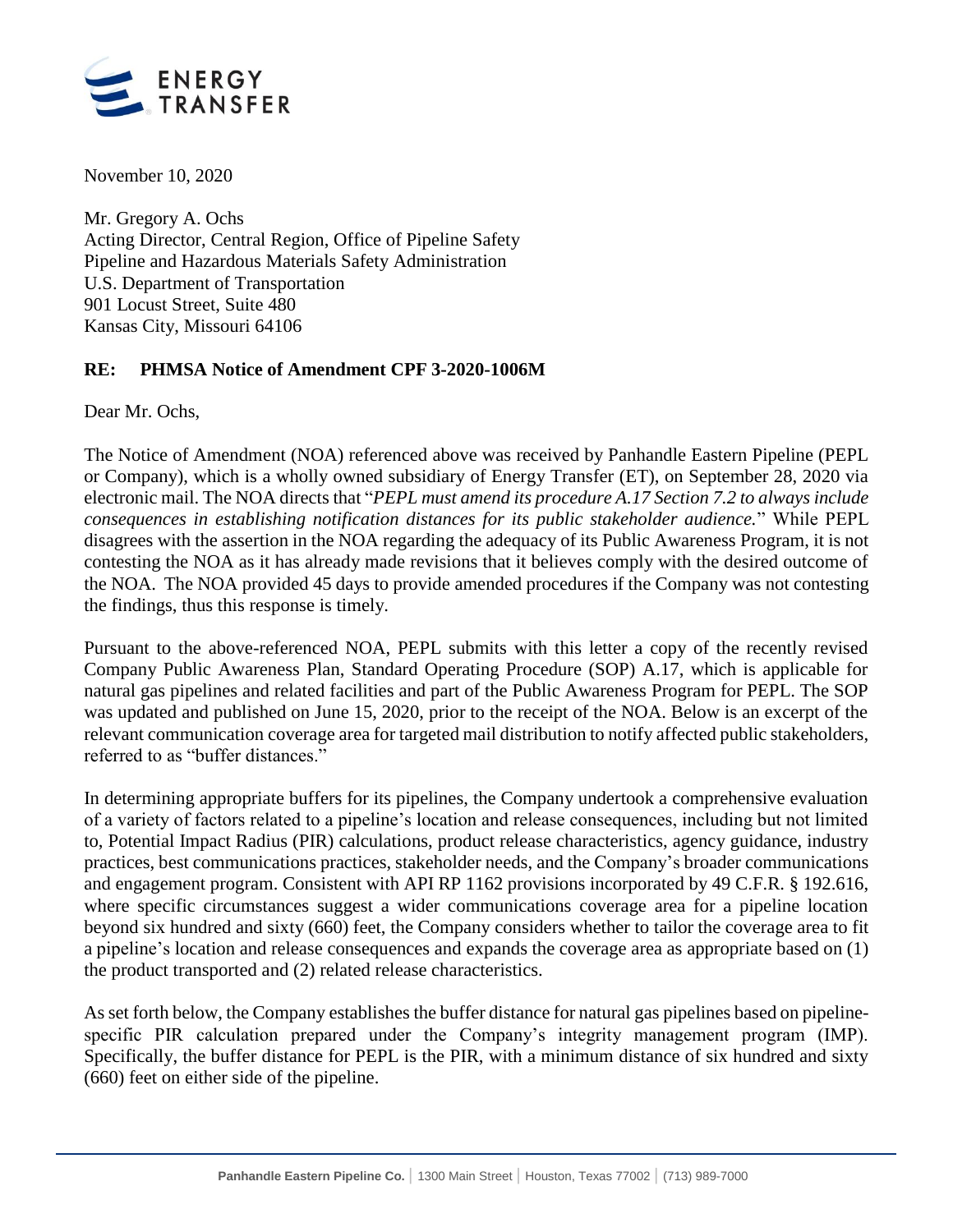November 10, 2020

Mr. Gregory A. Ochs
Acting Director, Central Region, Office of Pipeline Safety
Pipeline and Hazardous Materials Safety Administration
U.S. Department of Transportation
901 Locust Street, Suite 480
Kansas City, Missouri 64106

**RE: PHMSA Notice of Amendment CPF 3-2020-1006M**

Dear Mr. Ochs,

The Notice of Amendment (NOA) referenced above was received by Panhandle Eastern Pipeline (PEPL or Company), which is a wholly owned subsidiary of Energy Transfer (ET), on September 28, 2020 via electronic mail. The NOA directs that "*PEPL must amend its procedure A.17 Section 7.2 to always include consequences in establishing notification distances for its public stakeholder audience.*" While PEPL disagrees with the assertion in the NOA regarding the adequacy of its Public Awareness Program, it is not contesting the NOA as it has already made revisions that it believes comply with the desired outcome of the NOA. The NOA provided 45 days to provide amended procedures if the Company was not contesting the findings, thus this response is timely.

Pursuant to the above-referenced NOA, PEPL submits with this letter a copy of the recently revised Company Public Awareness Plan, Standard Operating Procedure (SOP) A.17, which is applicable for natural gas pipelines and related facilities and part of the Public Awareness Program for PEPL. The SOP was updated and published on June 15, 2020, prior to the receipt of the NOA. Below is an excerpt of the relevant communication coverage area for targeted mail distribution to notify affected public stakeholders, referred to as "buffer distances."

In determining appropriate buffers for its pipelines, the Company undertook a comprehensive evaluation of a variety of factors related to a pipeline's location and release consequences, including but not limited to, Potential Impact Radius (PIR) calculations, product release characteristics, agency guidance, industry practices, best communications practices, stakeholder needs, and the Company's broader communications and engagement program. Consistent with API RP 1162 provisions incorporated by 49 C.F.R. § 192.616, where specific circumstances suggest a wider communications coverage area for a pipeline location beyond six hundred and sixty (660) feet, the Company considers whether to tailor the coverage area to fit a pipeline's location and release consequences and expands the coverage area as appropriate based on (1) the product transported and (2) related release characteristics.

As set forth below, the Company establishes the buffer distance for natural gas pipelines based on pipeline-specific PIR calculation prepared under the Company's integrity management program (IMP). Specifically, the buffer distance for PEPL is the PIR, with a minimum distance of six hundred and sixty (660) feet on either side of the pipeline.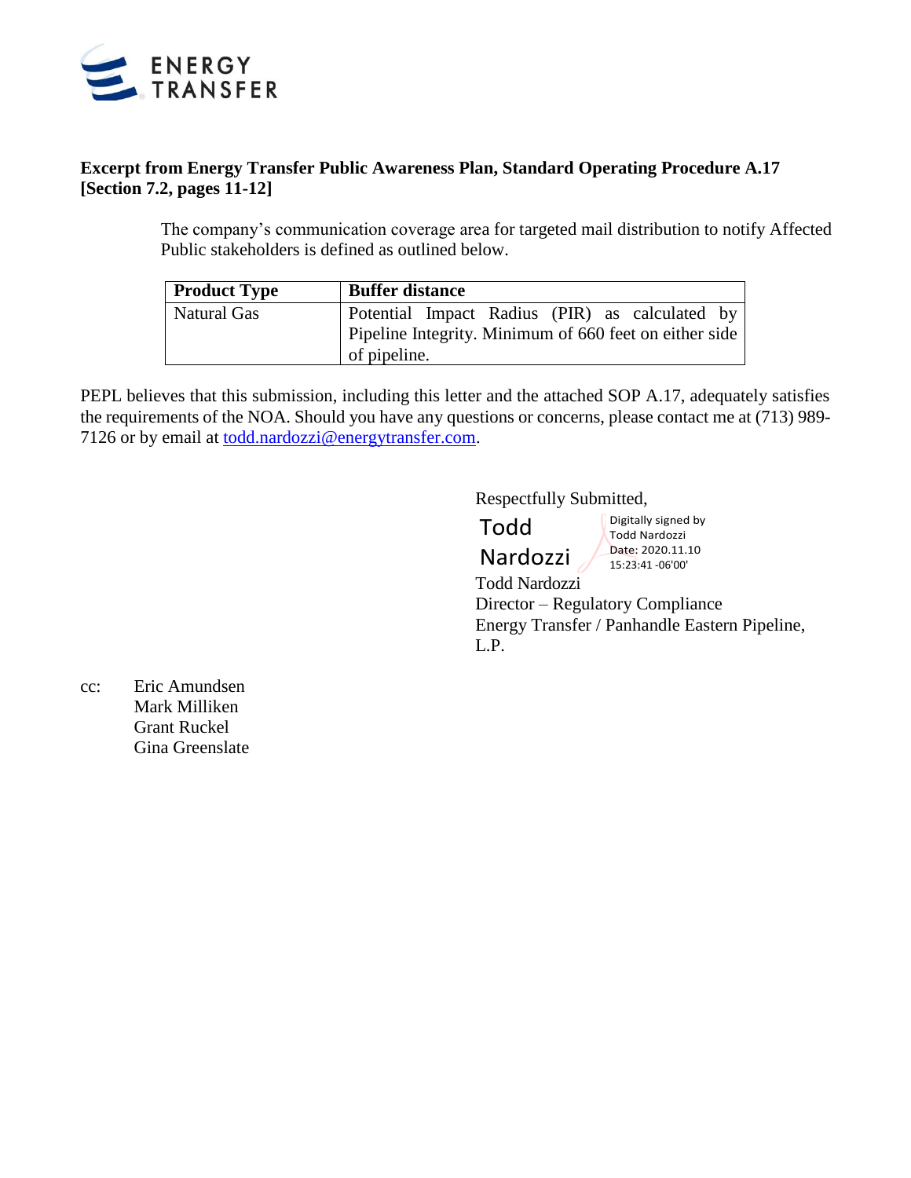**Excerpt from Energy Transfer Public Awareness Plan, Standard Operating Procedure A.17 [Section 7.2, pages 11-12]**

> The company's communication coverage area for targeted mail distribution to notify Affected Public stakeholders is defined as outlined below.
>
> | Product Type | Buffer distance |
> | --- | --- |
> | Natural Gas | Potential Impact Radius (PIR) as calculated by Pipeline Integrity. Minimum of 660 feet on either side of pipeline. |

PEPL believes that this submission, including this letter and the attached SOP A.17, adequately satisfies the requirements of the NOA. Should you have any questions or concerns, please contact me at (713) 989-7126 or by email at todd.nardozzi@energytransfer.com.

Respectfully Submitted,

Todd Nardozzi
Digitally signed by Todd Nardozzi
Date: 2020.11.10 15:23:41 -06'00'

Todd Nardozzi
Director – Regulatory Compliance
Energy Transfer / Panhandle Eastern Pipeline, L.P.

cc: Eric Amundsen
Mark Milliken
Grant Ruckel
Gina Greenslate